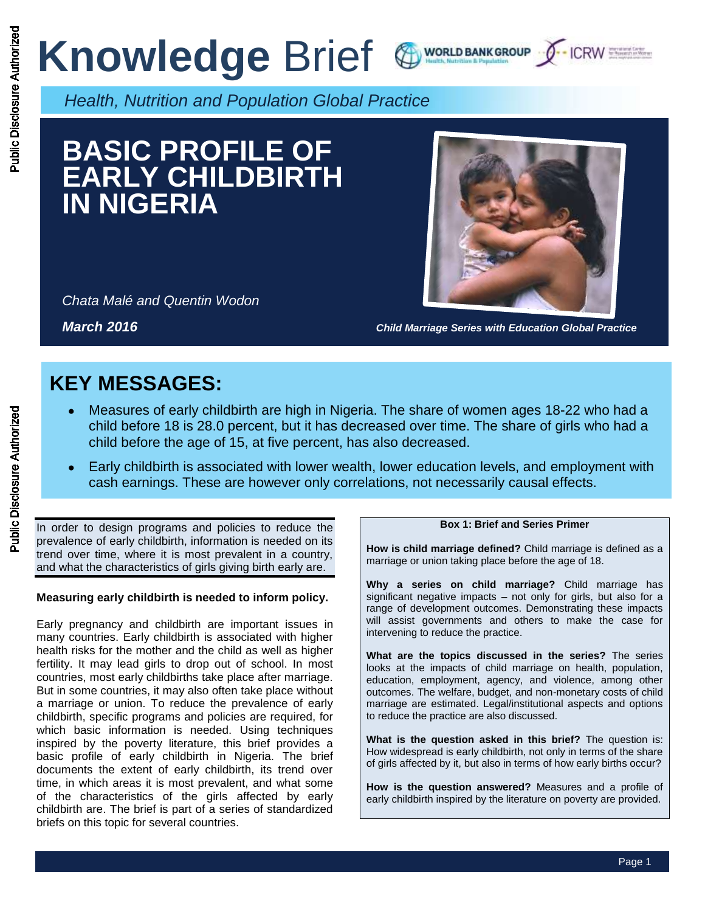# Knowledge Brief

*Health, Nutrition and Population Global Practice*

# BASIC PROFILE OF EARLY CHILDBIRTH IN NIGERIA

*Chata Malé and Quentin Wodon*

***March 2016***

***Child Marriage Series with Education Global Practice***

## KEY MESSAGES:

- Measures of early childbirth are high in Nigeria. The share of women ages 18-22 who had a child before 18 is 28.0 percent, but it has decreased over time. The share of girls who had a child before the age of 15, at five percent, has also decreased.
- Early childbirth is associated with lower wealth, lower education levels, and employment with cash earnings. These are however only correlations, not necessarily causal effects.

In order to design programs and policies to reduce the prevalence of early childbirth, information is needed on its trend over time, where it is most prevalent in a country, and what the characteristics of girls giving birth early are.

**Measuring early childbirth is needed to inform policy.**

Early pregnancy and childbirth are important issues in many countries. Early childbirth is associated with higher health risks for the mother and the child as well as higher fertility. It may lead girls to drop out of school. In most countries, most early childbirths take place after marriage. But in some countries, it may also often take place without a marriage or union. To reduce the prevalence of early childbirth, specific programs and policies are required, for which basic information is needed. Using techniques inspired by the poverty literature, this brief provides a basic profile of early childbirth in Nigeria. The brief documents the extent of early childbirth, its trend over time, in which areas it is most prevalent, and what some of the characteristics of the girls affected by early childbirth are. The brief is part of a series of standardized briefs on this topic for several countries.

**Box 1: Brief and Series Primer**

**How is child marriage defined?** Child marriage is defined as a marriage or union taking place before the age of 18.

**Why a series on child marriage?** Child marriage has significant negative impacts – not only for girls, but also for a range of development outcomes. Demonstrating these impacts will assist governments and others to make the case for intervening to reduce the practice.

**What are the topics discussed in the series?** The series looks at the impacts of child marriage on health, population, education, employment, agency, and violence, among other outcomes. The welfare, budget, and non-monetary costs of child marriage are estimated. Legal/institutional aspects and options to reduce the practice are also discussed.

**What is the question asked in this brief?** The question is: How widespread is early childbirth, not only in terms of the share of girls affected by it, but also in terms of how early births occur?

**How is the question answered?** Measures and a profile of early childbirth inspired by the literature on poverty are provided.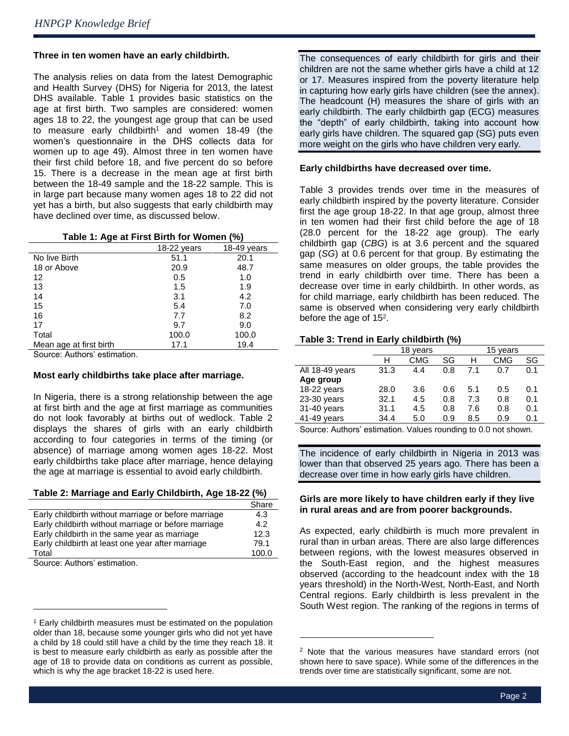**Three in ten women have an early childbirth.**

The analysis relies on data from the latest Demographic and Health Survey (DHS) for Nigeria for 2013, the latest DHS available. Table 1 provides basic statistics on the age at first birth. Two samples are considered: women ages 18 to 22, the youngest age group that can be used to measure early childbirth[1] and women 18-49 (the women's questionnaire in the DHS collects data for women up to age 49). Almost three in ten women have their first child before 18, and five percent do so before 15. There is a decrease in the mean age at first birth between the 18-49 sample and the 18-22 sample. This is in large part because many women ages 18 to 22 did not yet has a birth, but also suggests that early childbirth may have declined over time, as discussed below.

**Table 1: Age at First Birth for Women (%)**

| | 18-22 years | 18-49 years |
|---|---|---|
| No live Birth | 51.1 | 20.1 |
| 18 or Above | 20.9 | 48.7 |
| 12 | 0.5 | 1.0 |
| 13 | 1.5 | 1.9 |
| 14 | 3.1 | 4.2 |
| 15 | 5.4 | 7.0 |
| 16 | 7.7 | 8.2 |
| 17 | 9.7 | 9.0 |
| Total | 100.0 | 100.0 |
| Mean age at first birth | 17.1 | 19.4 |

Source: Authors' estimation.

**Most early childbirths take place after marriage.**

In Nigeria, there is a strong relationship between the age at first birth and the age at first marriage as communities do not look favorably at births out of wedlock. Table 2 displays the shares of girls with an early childbirth according to four categories in terms of the timing (or absence) of marriage among women ages 18-22. Most early childbirths take place after marriage, hence delaying the age at marriage is essential to avoid early childbirth.

**Table 2: Marriage and Early Childbirth, Age 18-22 (%)**

| | Share |
|---|---|
| Early childbirth without marriage or before marriage | 4.3 |
| Early childbirth without marriage or before marriage | 4.2 |
| Early childbirth in the same year as marriage | 12.3 |
| Early childbirth at least one year after marriage | 79.1 |
| Total | 100.0 |

Source: Authors' estimation.

The consequences of early childbirth for girls and their children are not the same whether girls have a child at 12 or 17. Measures inspired from the poverty literature help in capturing how early girls have children (see the annex). The headcount (H) measures the share of girls with an early childbirth. The early childbirth gap (ECG) measures the "depth" of early childbirth, taking into account how early girls have children. The squared gap (SG) puts even more weight on the girls who have children very early.

**Early childbirths have decreased over time.**

Table 3 provides trends over time in the measures of early childbirth inspired by the poverty literature. Consider first the age group 18-22. In that age group, almost three in ten women had their first child before the age of 18 (28.0 percent for the 18-22 age group). The early childbirth gap (*CBG*) is at 3.6 percent and the squared gap (*SG*) at 0.6 percent for that group. By estimating the same measures on older groups, the table provides the trend in early childbirth over time. There has been a decrease over time in early childbirth. In other words, as for child marriage, early childbirth has been reduced. The same is observed when considering very early childbirth before the age of 15[2].

**Table 3: Trend in Early childbirth (%)**

| | 18 years | | | 15 years | | |
|---|---|---|---|---|---|---|
| | H | CMG | SG | H | CMG | SG |
| All 18-49 years | 31.3 | 4.4 | 0.8 | 7.1 | 0.7 | 0.1 |
| **Age group** | | | | | | |
| 18-22 years | 28.0 | 3.6 | 0.6 | 5.1 | 0.5 | 0.1 |
| 23-30 years | 32.1 | 4.5 | 0.8 | 7.3 | 0.8 | 0.1 |
| 31-40 years | 31.1 | 4.5 | 0.8 | 7.6 | 0.8 | 0.1 |
| 41-49 years | 34.4 | 5.0 | 0.9 | 8.5 | 0.9 | 0.1 |

Source: Authors' estimation. Values rounding to 0.0 not shown.

The incidence of early childbirth in Nigeria in 2013 was lower than that observed 25 years ago. There has been a decrease over time in how early girls have children.

**Girls are more likely to have children early if they live in rural areas and are from poorer backgrounds.**

As expected, early childbirth is much more prevalent in rural than in urban areas. There are also large differences between regions, with the lowest measures observed in the South-East region, and the highest measures observed (according to the headcount index with the 18 years threshold) in the North-West, North-East, and North Central regions. Early childbirth is less prevalent in the South West region. The ranking of the regions in terms of

[1] Early childbirth measures must be estimated on the population older than 18, because some younger girls who did not yet have a child by 18 could still have a child by the time they reach 18. It is best to measure early childbirth as early as possible after the age of 18 to provide data on conditions as current as possible, which is why the age bracket 18-22 is used here.

[2] Note that the various measures have standard errors (not shown here to save space). While some of the differences in the trends over time are statistically significant, some are not.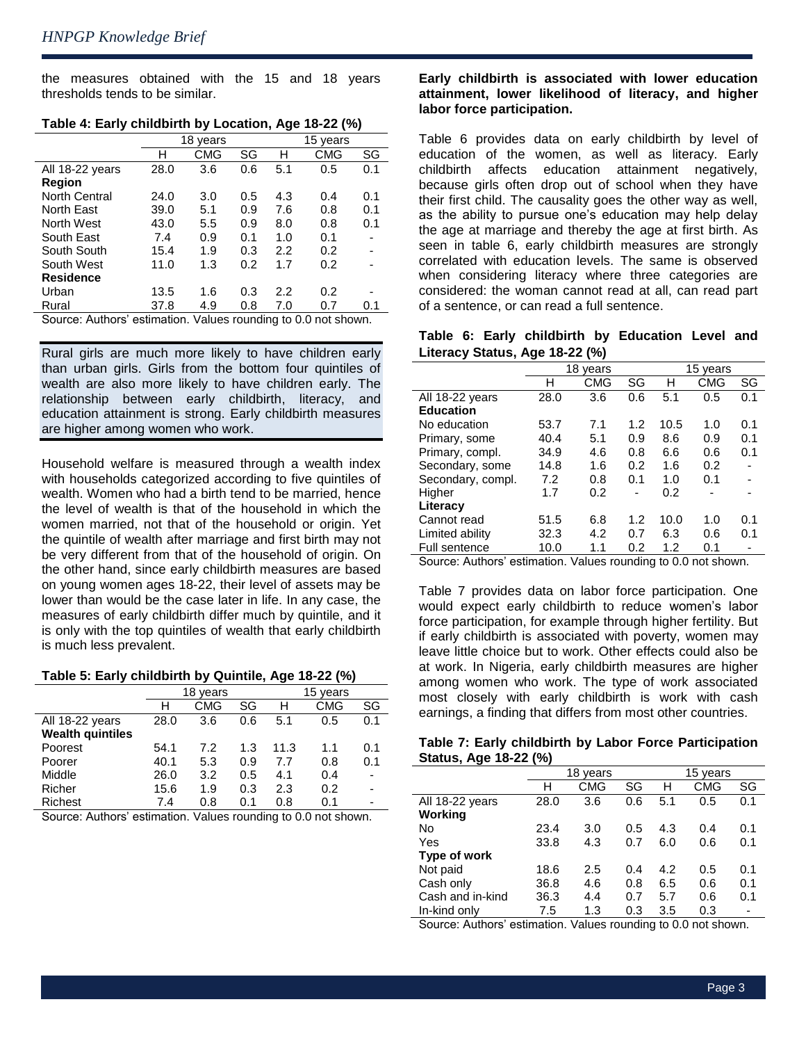the measures obtained with the 15 and 18 years thresholds tends to be similar.

**Table 4: Early childbirth by Location, Age 18-22 (%)**

| | 18 years | | | 15 years | | |
|---|---|---|---|---|---|---|
| | H | CMG | SG | H | CMG | SG |
| All 18-22 years | 28.0 | 3.6 | 0.6 | 5.1 | 0.5 | 0.1 |
| **Region** | | | | | | |
| North Central | 24.0 | 3.0 | 0.5 | 4.3 | 0.4 | 0.1 |
| North East | 39.0 | 5.1 | 0.9 | 7.6 | 0.8 | 0.1 |
| North West | 43.0 | 5.5 | 0.9 | 8.0 | 0.8 | 0.1 |
| South East | 7.4 | 0.9 | 0.1 | 1.0 | 0.1 | - |
| South South | 15.4 | 1.9 | 0.3 | 2.2 | 0.2 | - |
| South West | 11.0 | 1.3 | 0.2 | 1.7 | 0.2 | - |
| **Residence** | | | | | | |
| Urban | 13.5 | 1.6 | 0.3 | 2.2 | 0.2 | - |
| Rural | 37.8 | 4.9 | 0.8 | 7.0 | 0.7 | 0.1 |

Source: Authors' estimation. Values rounding to 0.0 not shown.

Rural girls are much more likely to have children early than urban girls. Girls from the bottom four quintiles of wealth are also more likely to have children early. The relationship between early childbirth, literacy, and education attainment is strong. Early childbirth measures are higher among women who work.

Household welfare is measured through a wealth index with households categorized according to five quintiles of wealth. Women who had a birth tend to be married, hence the level of wealth is that of the household in which the women married, not that of the household or origin. Yet the quintile of wealth after marriage and first birth may not be very different from that of the household of origin. On the other hand, since early childbirth measures are based on young women ages 18-22, their level of assets may be lower than would be the case later in life. In any case, the measures of early childbirth differ much by quintile, and it is only with the top quintiles of wealth that early childbirth is much less prevalent.

**Table 5: Early childbirth by Quintile, Age 18-22 (%)**

| | 18 years | | | 15 years | | |
|---|---|---|---|---|---|---|
| | H | CMG | SG | H | CMG | SG |
| All 18-22 years | 28.0 | 3.6 | 0.6 | 5.1 | 0.5 | 0.1 |
| **Wealth quintiles** | | | | | | |
| Poorest | 54.1 | 7.2 | 1.3 | 11.3 | 1.1 | 0.1 |
| Poorer | 40.1 | 5.3 | 0.9 | 7.7 | 0.8 | 0.1 |
| Middle | 26.0 | 3.2 | 0.5 | 4.1 | 0.4 | - |
| Richer | 15.6 | 1.9 | 0.3 | 2.3 | 0.2 | - |
| Richest | 7.4 | 0.8 | 0.1 | 0.8 | 0.1 | - |

Source: Authors' estimation. Values rounding to 0.0 not shown.

**Early childbirth is associated with lower education attainment, lower likelihood of literacy, and higher labor force participation.**

Table 6 provides data on early childbirth by level of education of the women, as well as literacy. Early childbirth affects education attainment negatively, because girls often drop out of school when they have their first child. The causality goes the other way as well, as the ability to pursue one's education may help delay the age at marriage and thereby the age at first birth. As seen in table 6, early childbirth measures are strongly correlated with education levels. The same is observed when considering literacy where three categories are considered: the woman cannot read at all, can read part of a sentence, or can read a full sentence.

**Table 6: Early childbirth by Education Level and Literacy Status, Age 18-22 (%)**

| | 18 years | | | 15 years | | |
|---|---|---|---|---|---|---|
| | H | CMG | SG | H | CMG | SG |
| All 18-22 years | 28.0 | 3.6 | 0.6 | 5.1 | 0.5 | 0.1 |
| **Education** | | | | | | |
| No education | 53.7 | 7.1 | 1.2 | 10.5 | 1.0 | 0.1 |
| Primary, some | 40.4 | 5.1 | 0.9 | 8.6 | 0.9 | 0.1 |
| Primary, compl. | 34.9 | 4.6 | 0.8 | 6.6 | 0.6 | 0.1 |
| Secondary, some | 14.8 | 1.6 | 0.2 | 1.6 | 0.2 | - |
| Secondary, compl. | 7.2 | 0.8 | 0.1 | 1.0 | 0.1 | - |
| Higher | 1.7 | 0.2 | - | 0.2 | - | - |
| **Literacy** | | | | | | |
| Cannot read | 51.5 | 6.8 | 1.2 | 10.0 | 1.0 | 0.1 |
| Limited ability | 32.3 | 4.2 | 0.7 | 6.3 | 0.6 | 0.1 |
| Full sentence | 10.0 | 1.1 | 0.2 | 1.2 | 0.1 | - |

Source: Authors' estimation. Values rounding to 0.0 not shown.

Table 7 provides data on labor force participation. One would expect early childbirth to reduce women's labor force participation, for example through higher fertility. But if early childbirth is associated with poverty, women may leave little choice but to work. Other effects could also be at work. In Nigeria, early childbirth measures are higher among women who work. The type of work associated most closely with early childbirth is work with cash earnings, a finding that differs from most other countries.

**Table 7: Early childbirth by Labor Force Participation Status, Age 18-22 (%)**

| | 18 years | | | 15 years | | |
|---|---|---|---|---|---|---|
| | H | CMG | SG | H | CMG | SG |
| All 18-22 years | 28.0 | 3.6 | 0.6 | 5.1 | 0.5 | 0.1 |
| **Working** | | | | | | |
| No | 23.4 | 3.0 | 0.5 | 4.3 | 0.4 | 0.1 |
| Yes | 33.8 | 4.3 | 0.7 | 6.0 | 0.6 | 0.1 |
| **Type of work** | | | | | | |
| Not paid | 18.6 | 2.5 | 0.4 | 4.2 | 0.5 | 0.1 |
| Cash only | 36.8 | 4.6 | 0.8 | 6.5 | 0.6 | 0.1 |
| Cash and in-kind | 36.3 | 4.4 | 0.7 | 5.7 | 0.6 | 0.1 |
| In-kind only | 7.5 | 1.3 | 0.3 | 3.5 | 0.3 | - |

Source: Authors' estimation. Values rounding to 0.0 not shown.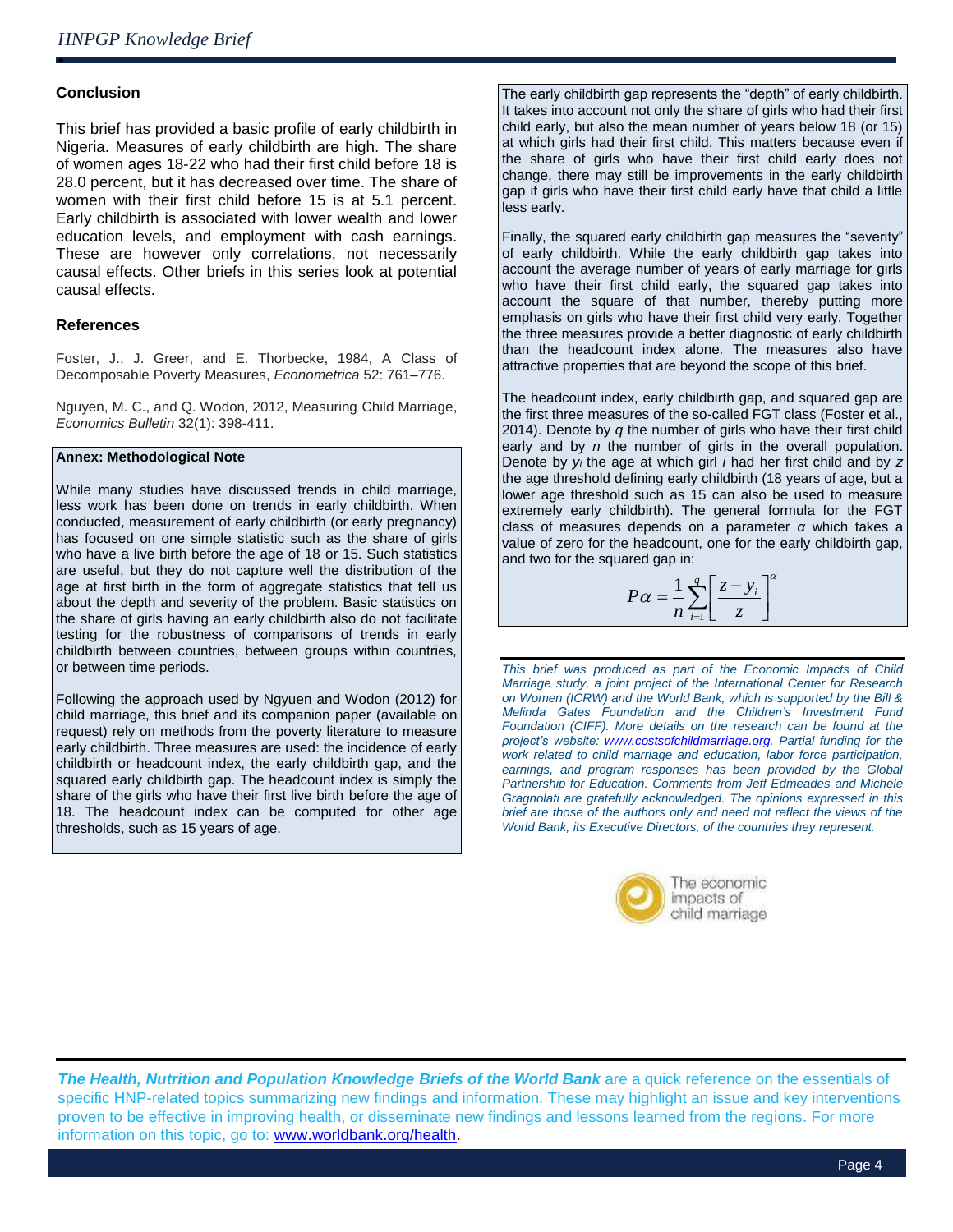## Conclusion

This brief has provided a basic profile of early childbirth in Nigeria. Measures of early childbirth are high. The share of women ages 18-22 who had their first child before 18 is 28.0 percent, but it has decreased over time. The share of women with their first child before 15 is at 5.1 percent. Early childbirth is associated with lower wealth and lower education levels, and employment with cash earnings. These are however only correlations, not necessarily causal effects. Other briefs in this series look at potential causal effects.

## References

Foster, J., J. Greer, and E. Thorbecke, 1984, A Class of Decomposable Poverty Measures, *Econometrica* 52: 761–776.

Nguyen, M. C., and Q. Wodon, 2012, Measuring Child Marriage, *Economics Bulletin* 32(1): 398-411.

### Annex: Methodological Note

While many studies have discussed trends in child marriage, less work has been done on trends in early childbirth. When conducted, measurement of early childbirth (or early pregnancy) has focused on one simple statistic such as the share of girls who have a live birth before the age of 18 or 15. Such statistics are useful, but they do not capture well the distribution of the age at first birth in the form of aggregate statistics that tell us about the depth and severity of the problem. Basic statistics on the share of girls having an early childbirth also do not facilitate testing for the robustness of comparisons of trends in early childbirth between countries, between groups within countries, or between time periods.

Following the approach used by Ngyuen and Wodon (2012) for child marriage, this brief and its companion paper (available on request) rely on methods from the poverty literature to measure early childbirth. Three measures are used: the incidence of early childbirth or headcount index, the early childbirth gap, and the squared early childbirth gap. The headcount index is simply the share of the girls who have their first live birth before the age of 18. The headcount index can be computed for other age thresholds, such as 15 years of age.

The early childbirth gap represents the "depth" of early childbirth. It takes into account not only the share of girls who had their first child early, but also the mean number of years below 18 (or 15) at which girls had their first child. This matters because even if the share of girls who have their first child early does not change, there may still be improvements in the early childbirth gap if girls who have their first child early have that child a little less early.

Finally, the squared early childbirth gap measures the "severity" of early childbirth. While the early childbirth gap takes into account the average number of years of early marriage for girls who have their first child early, the squared gap takes into account the square of that number, thereby putting more emphasis on girls who have their first child very early. Together the three measures provide a better diagnostic of early childbirth than the headcount index alone. The measures also have attractive properties that are beyond the scope of this brief.

The headcount index, early childbirth gap, and squared gap are the first three measures of the so-called FGT class (Foster et al., 2014). Denote by $q$ the number of girls who have their first child early and by $n$ the number of girls in the overall population. Denote by $y_i$ the age at which girl $i$ had her first child and by $z$ the age threshold defining early childbirth (18 years of age, but a lower age threshold such as 15 can also be used to measure extremely early childbirth). The general formula for the FGT class of measures depends on a parameter $\alpha$ which takes a value of zero for the headcount, one for the early childbirth gap, and two for the squared gap in:

$$P\alpha = \frac{1}{n}\sum_{i=1}^{q}\left[\frac{z-y_i}{z}\right]^{\alpha}$$

*This brief was produced as part of the Economic Impacts of Child Marriage study, a joint project of the International Center for Research on Women (ICRW) and the World Bank, which is supported by the Bill & Melinda Gates Foundation and the Children's Investment Fund Foundation (CIFF). More details on the research can be found at the project's website: www.costsofchildmarriage.org. Partial funding for the work related to child marriage and education, labor force participation, earnings, and program responses has been provided by the Global Partnership for Education. Comments from Jeff Edmeades and Michele Gragnolati are gratefully acknowledged. The opinions expressed in this brief are those of the authors only and need not reflect the views of the World Bank, its Executive Directors, of the countries they represent.*

The economic impacts of child marriage

***The Health, Nutrition and Population Knowledge Briefs of the World Bank*** are a quick reference on the essentials of specific HNP-related topics summarizing new findings and information. These may highlight an issue and key interventions proven to be effective in improving health, or disseminate new findings and lessons learned from the regions. For more information on this topic, go to: www.worldbank.org/health.